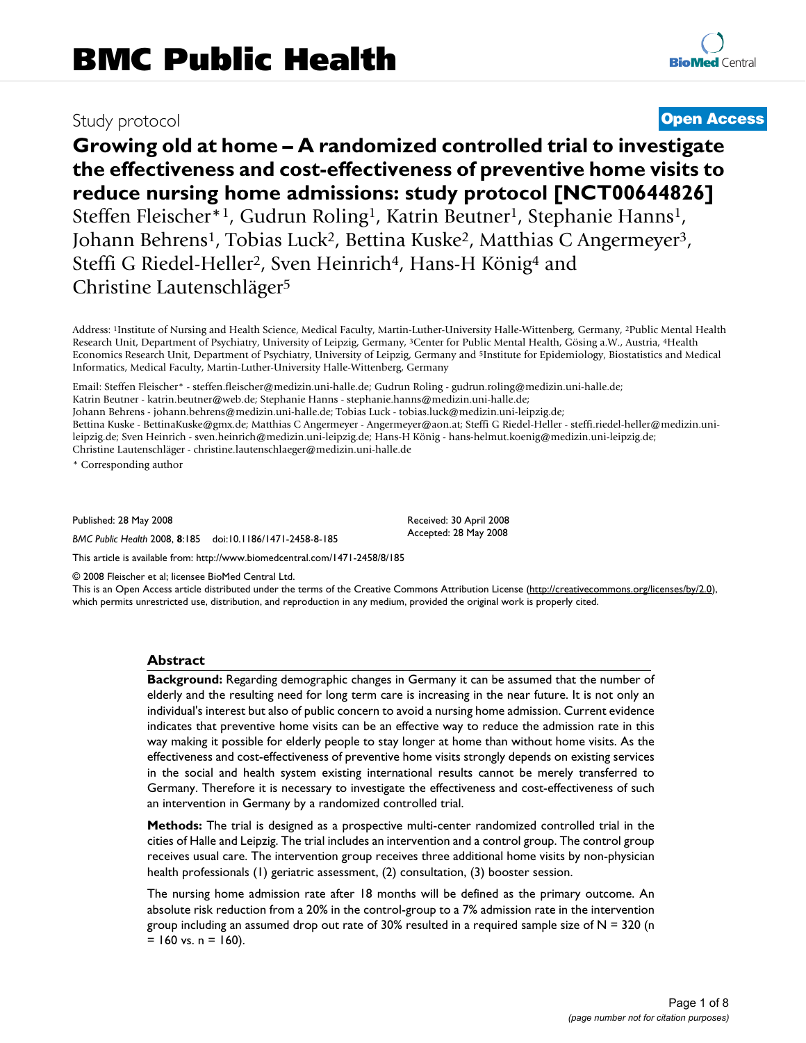# BMC Public Health

Study protocol

**Open Access**

# Growing old at home – A randomized controlled trial to investigate the effectiveness and cost-effectiveness of preventive home visits to reduce nursing home admissions: study protocol [NCT00644826]

Steffen Fleischer*[1], Gudrun Roling[1], Katrin Beutner[1], Stephanie Hanns[1], Johann Behrens[1], Tobias Luck[2], Bettina Kuske[2], Matthias C Angermeyer[3], Steffi G Riedel-Heller[2], Sven Heinrich[4], Hans-H König[4] and Christine Lautenschläger[5]

Address: [1]Institute of Nursing and Health Science, Medical Faculty, Martin-Luther-University Halle-Wittenberg, Germany, [2]Public Mental Health Research Unit, Department of Psychiatry, University of Leipzig, Germany, [3]Center for Public Mental Health, Gösing a.W., Austria, [4]Health Economics Research Unit, Department of Psychiatry, University of Leipzig, Germany and [5]Institute for Epidemiology, Biostatistics and Medical Informatics, Medical Faculty, Martin-Luther-University Halle-Wittenberg, Germany

Email: Steffen Fleischer* - steffen.fleischer@medizin.uni-halle.de; Gudrun Roling - gudrun.roling@medizin.uni-halle.de; Katrin Beutner - katrin.beutner@web.de; Stephanie Hanns - stephanie.hanns@medizin.uni-halle.de; Johann Behrens - johann.behrens@medizin.uni-halle.de; Tobias Luck - tobias.luck@medizin.uni-leipzig.de; Bettina Kuske - BettinaKuske@gmx.de; Matthias C Angermeyer - Angermeyer@aon.at; Steffi G Riedel-Heller - steffi.riedel-heller@medizin.uni-leipzig.de; Sven Heinrich - sven.heinrich@medizin.uni-leipzig.de; Hans-H König - hans-helmut.koenig@medizin.uni-leipzig.de; Christine Lautenschläger - christine.lautenschlaeger@medizin.uni-halle.de

\* Corresponding author

Published: 28 May 2008

*BMC Public Health* 2008, **8**:185 doi:10.1186/1471-2458-8-185

Received: 30 April 2008
Accepted: 28 May 2008

This article is available from: http://www.biomedcentral.com/1471-2458/8/185

© 2008 Fleischer et al; licensee BioMed Central Ltd.
This is an Open Access article distributed under the terms of the Creative Commons Attribution License (http://creativecommons.org/licenses/by/2.0), which permits unrestricted use, distribution, and reproduction in any medium, provided the original work is properly cited.

## Abstract

**Background:** Regarding demographic changes in Germany it can be assumed that the number of elderly and the resulting need for long term care is increasing in the near future. It is not only an individual's interest but also of public concern to avoid a nursing home admission. Current evidence indicates that preventive home visits can be an effective way to reduce the admission rate in this way making it possible for elderly people to stay longer at home than without home visits. As the effectiveness and cost-effectiveness of preventive home visits strongly depends on existing services in the social and health system existing international results cannot be merely transferred to Germany. Therefore it is necessary to investigate the effectiveness and cost-effectiveness of such an intervention in Germany by a randomized controlled trial.

**Methods:** The trial is designed as a prospective multi-center randomized controlled trial in the cities of Halle and Leipzig. The trial includes an intervention and a control group. The control group receives usual care. The intervention group receives three additional home visits by non-physician health professionals (1) geriatric assessment, (2) consultation, (3) booster session.

The nursing home admission rate after 18 months will be defined as the primary outcome. An absolute risk reduction from a 20% in the control-group to a 7% admission rate in the intervention group including an assumed drop out rate of 30% resulted in a required sample size of N = 320 (n = 160 vs. n = 160).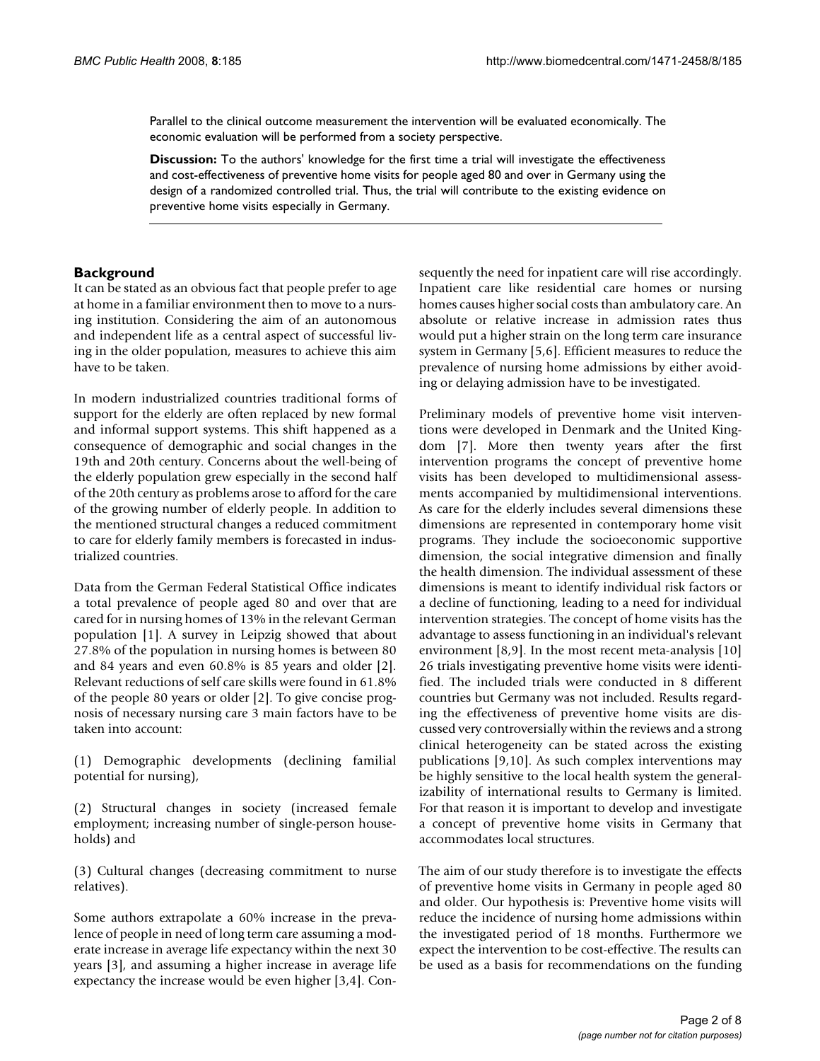Parallel to the clinical outcome measurement the intervention will be evaluated economically. The economic evaluation will be performed from a society perspective.

**Discussion:** To the authors' knowledge for the first time a trial will investigate the effectiveness and cost-effectiveness of preventive home visits for people aged 80 and over in Germany using the design of a randomized controlled trial. Thus, the trial will contribute to the existing evidence on preventive home visits especially in Germany.

## Background

It can be stated as an obvious fact that people prefer to age at home in a familiar environment then to move to a nursing institution. Considering the aim of an autonomous and independent life as a central aspect of successful living in the older population, measures to achieve this aim have to be taken.

In modern industrialized countries traditional forms of support for the elderly are often replaced by new formal and informal support systems. This shift happened as a consequence of demographic and social changes in the 19th and 20th century. Concerns about the well-being of the elderly population grew especially in the second half of the 20th century as problems arose to afford for the care of the growing number of elderly people. In addition to the mentioned structural changes a reduced commitment to care for elderly family members is forecasted in industrialized countries.

Data from the German Federal Statistical Office indicates a total prevalence of people aged 80 and over that are cared for in nursing homes of 13% in the relevant German population [1]. A survey in Leipzig showed that about 27.8% of the population in nursing homes is between 80 and 84 years and even 60.8% is 85 years and older [2]. Relevant reductions of self care skills were found in 61.8% of the people 80 years or older [2]. To give concise prognosis of necessary nursing care 3 main factors have to be taken into account:

(1) Demographic developments (declining familial potential for nursing),

(2) Structural changes in society (increased female employment; increasing number of single-person households) and

(3) Cultural changes (decreasing commitment to nurse relatives).

Some authors extrapolate a 60% increase in the prevalence of people in need of long term care assuming a moderate increase in average life expectancy within the next 30 years [3], and assuming a higher increase in average life expectancy the increase would be even higher [3,4]. Consequently the need for inpatient care will rise accordingly. Inpatient care like residential care homes or nursing homes causes higher social costs than ambulatory care. An absolute or relative increase in admission rates thus would put a higher strain on the long term care insurance system in Germany [5,6]. Efficient measures to reduce the prevalence of nursing home admissions by either avoiding or delaying admission have to be investigated.

Preliminary models of preventive home visit interventions were developed in Denmark and the United Kingdom [7]. More then twenty years after the first intervention programs the concept of preventive home visits has been developed to multidimensional assessments accompanied by multidimensional interventions. As care for the elderly includes several dimensions these dimensions are represented in contemporary home visit programs. They include the socioeconomic supportive dimension, the social integrative dimension and finally the health dimension. The individual assessment of these dimensions is meant to identify individual risk factors or a decline of functioning, leading to a need for individual intervention strategies. The concept of home visits has the advantage to assess functioning in an individual's relevant environment [8,9]. In the most recent meta-analysis [10] 26 trials investigating preventive home visits were identified. The included trials were conducted in 8 different countries but Germany was not included. Results regarding the effectiveness of preventive home visits are discussed very controversially within the reviews and a strong clinical heterogeneity can be stated across the existing publications [9,10]. As such complex interventions may be highly sensitive to the local health system the generalizability of international results to Germany is limited. For that reason it is important to develop and investigate a concept of preventive home visits in Germany that accommodates local structures.

The aim of our study therefore is to investigate the effects of preventive home visits in Germany in people aged 80 and older. Our hypothesis is: Preventive home visits will reduce the incidence of nursing home admissions within the investigated period of 18 months. Furthermore we expect the intervention to be cost-effective. The results can be used as a basis for recommendations on the funding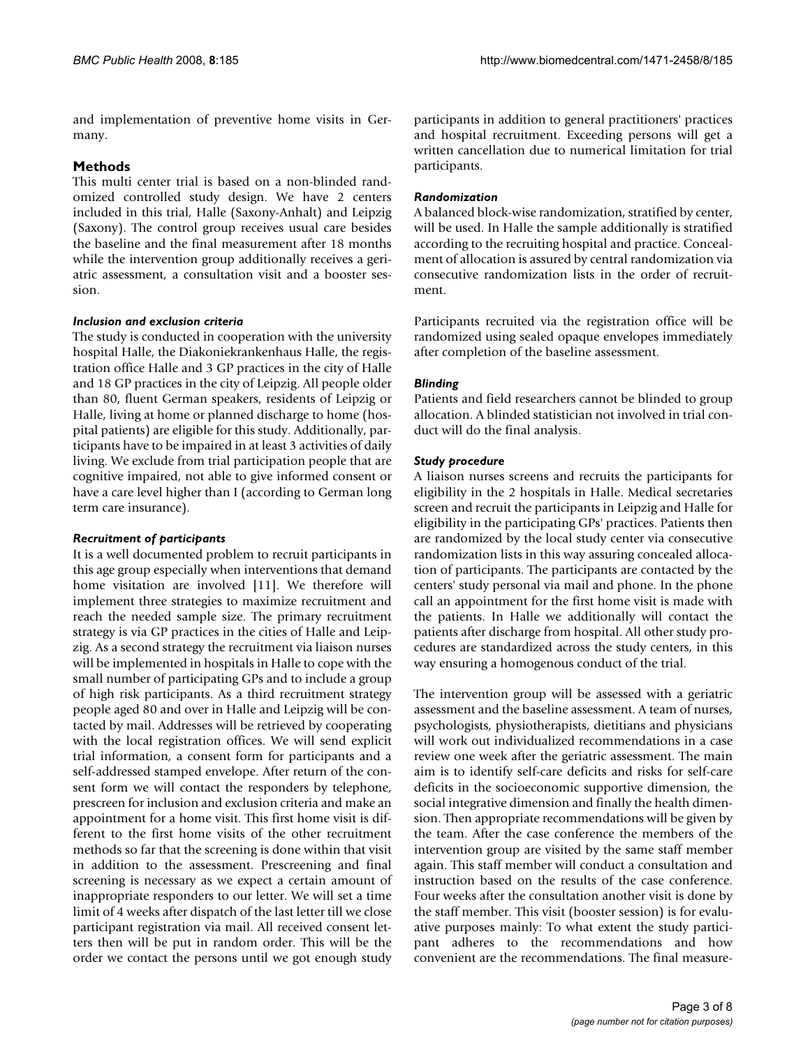and implementation of preventive home visits in Germany.

## Methods

This multi center trial is based on a non-blinded randomized controlled study design. We have 2 centers included in this trial, Halle (Saxony-Anhalt) and Leipzig (Saxony). The control group receives usual care besides the baseline and the final measurement after 18 months while the intervention group additionally receives a geriatric assessment, a consultation visit and a booster session.

### *Inclusion and exclusion criteria*

The study is conducted in cooperation with the university hospital Halle, the Diakoniekrankenhaus Halle, the registration office Halle and 3 GP practices in the city of Halle and 18 GP practices in the city of Leipzig. All people older than 80, fluent German speakers, residents of Leipzig or Halle, living at home or planned discharge to home (hospital patients) are eligible for this study. Additionally, participants have to be impaired in at least 3 activities of daily living. We exclude from trial participation people that are cognitive impaired, not able to give informed consent or have a care level higher than I (according to German long term care insurance).

### *Recruitment of participants*

It is a well documented problem to recruit participants in this age group especially when interventions that demand home visitation are involved [11]. We therefore will implement three strategies to maximize recruitment and reach the needed sample size. The primary recruitment strategy is via GP practices in the cities of Halle and Leipzig. As a second strategy the recruitment via liaison nurses will be implemented in hospitals in Halle to cope with the small number of participating GPs and to include a group of high risk participants. As a third recruitment strategy people aged 80 and over in Halle and Leipzig will be contacted by mail. Addresses will be retrieved by cooperating with the local registration offices. We will send explicit trial information, a consent form for participants and a self-addressed stamped envelope. After return of the consent form we will contact the responders by telephone, prescreen for inclusion and exclusion criteria and make an appointment for a home visit. This first home visit is different to the first home visits of the other recruitment methods so far that the screening is done within that visit in addition to the assessment. Prescreening and final screening is necessary as we expect a certain amount of inappropriate responders to our letter. We will set a time limit of 4 weeks after dispatch of the last letter till we close participant registration via mail. All received consent letters then will be put in random order. This will be the order we contact the persons until we got enough study participants in addition to general practitioners' practices and hospital recruitment. Exceeding persons will get a written cancellation due to numerical limitation for trial participants.

### *Randomization*

A balanced block-wise randomization, stratified by center, will be used. In Halle the sample additionally is stratified according to the recruiting hospital and practice. Concealment of allocation is assured by central randomization via consecutive randomization lists in the order of recruitment.

Participants recruited via the registration office will be randomized using sealed opaque envelopes immediately after completion of the baseline assessment.

### *Blinding*

Patients and field researchers cannot be blinded to group allocation. A blinded statistician not involved in trial conduct will do the final analysis.

### *Study procedure*

A liaison nurses screens and recruits the participants for eligibility in the 2 hospitals in Halle. Medical secretaries screen and recruit the participants in Leipzig and Halle for eligibility in the participating GPs' practices. Patients then are randomized by the local study center via consecutive randomization lists in this way assuring concealed allocation of participants. The participants are contacted by the centers' study personal via mail and phone. In the phone call an appointment for the first home visit is made with the patients. In Halle we additionally will contact the patients after discharge from hospital. All other study procedures are standardized across the study centers, in this way ensuring a homogenous conduct of the trial.

The intervention group will be assessed with a geriatric assessment and the baseline assessment. A team of nurses, psychologists, physiotherapists, dietitians and physicians will work out individualized recommendations in a case review one week after the geriatric assessment. The main aim is to identify self-care deficits and risks for self-care deficits in the socioeconomic supportive dimension, the social integrative dimension and finally the health dimension. Then appropriate recommendations will be given by the team. After the case conference the members of the intervention group are visited by the same staff member again. This staff member will conduct a consultation and instruction based on the results of the case conference. Four weeks after the consultation another visit is done by the staff member. This visit (booster session) is for evaluative purposes mainly: To what extent the study participant adheres to the recommendations and how convenient are the recommendations. The final measure-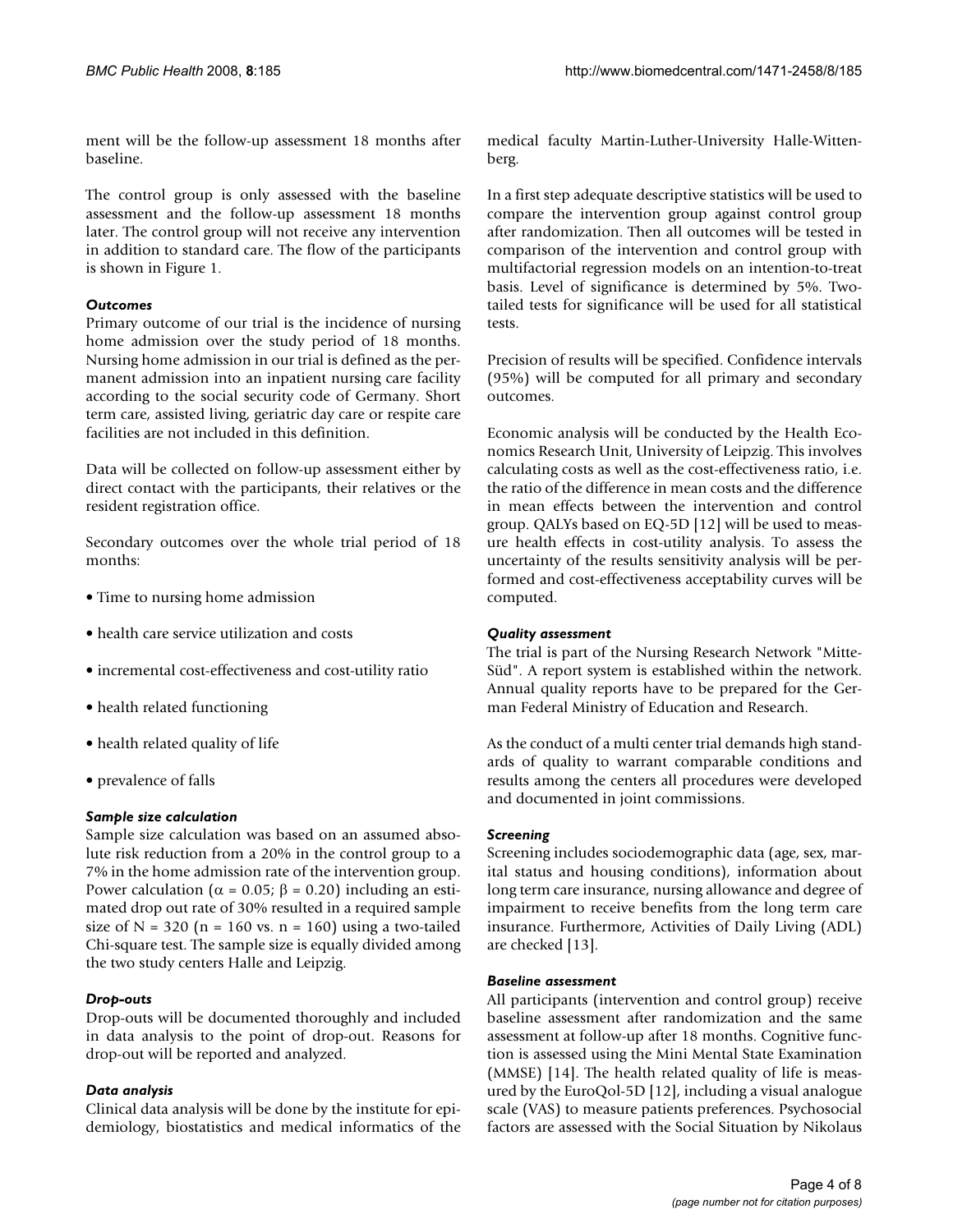ment will be the follow-up assessment 18 months after baseline.

The control group is only assessed with the baseline assessment and the follow-up assessment 18 months later. The control group will not receive any intervention in addition to standard care. The flow of the participants is shown in Figure 1.

### *Outcomes*

Primary outcome of our trial is the incidence of nursing home admission over the study period of 18 months. Nursing home admission in our trial is defined as the permanent admission into an inpatient nursing care facility according to the social security code of Germany. Short term care, assisted living, geriatric day care or respite care facilities are not included in this definition.

Data will be collected on follow-up assessment either by direct contact with the participants, their relatives or the resident registration office.

Secondary outcomes over the whole trial period of 18 months:

- Time to nursing home admission
- health care service utilization and costs
- incremental cost-effectiveness and cost-utility ratio
- health related functioning
- health related quality of life
- prevalence of falls

### *Sample size calculation*

Sample size calculation was based on an assumed absolute risk reduction from a 20% in the control group to a 7% in the home admission rate of the intervention group. Power calculation ($\alpha = 0.05$; $\beta = 0.20$) including an estimated drop out rate of 30% resulted in a required sample size of N = 320 (n = 160 vs. n = 160) using a two-tailed Chi-square test. The sample size is equally divided among the two study centers Halle and Leipzig.

### *Drop-outs*

Drop-outs will be documented thoroughly and included in data analysis to the point of drop-out. Reasons for drop-out will be reported and analyzed.

### *Data analysis*

Clinical data analysis will be done by the institute for epidemiology, biostatistics and medical informatics of the medical faculty Martin-Luther-University Halle-Wittenberg.

In a first step adequate descriptive statistics will be used to compare the intervention group against control group after randomization. Then all outcomes will be tested in comparison of the intervention and control group with multifactorial regression models on an intention-to-treat basis. Level of significance is determined by 5%. Two-tailed tests for significance will be used for all statistical tests.

Precision of results will be specified. Confidence intervals (95%) will be computed for all primary and secondary outcomes.

Economic analysis will be conducted by the Health Economics Research Unit, University of Leipzig. This involves calculating costs as well as the cost-effectiveness ratio, i.e. the ratio of the difference in mean costs and the difference in mean effects between the intervention and control group. QALYs based on EQ-5D [12] will be used to measure health effects in cost-utility analysis. To assess the uncertainty of the results sensitivity analysis will be performed and cost-effectiveness acceptability curves will be computed.

### *Quality assessment*

The trial is part of the Nursing Research Network "Mitte-Süd". A report system is established within the network. Annual quality reports have to be prepared for the German Federal Ministry of Education and Research.

As the conduct of a multi center trial demands high standards of quality to warrant comparable conditions and results among the centers all procedures were developed and documented in joint commissions.

### *Screening*

Screening includes sociodemographic data (age, sex, marital status and housing conditions), information about long term care insurance, nursing allowance and degree of impairment to receive benefits from the long term care insurance. Furthermore, Activities of Daily Living (ADL) are checked [13].

### *Baseline assessment*

All participants (intervention and control group) receive baseline assessment after randomization and the same assessment at follow-up after 18 months. Cognitive function is assessed using the Mini Mental State Examination (MMSE) [14]. The health related quality of life is measured by the EuroQol-5D [12], including a visual analogue scale (VAS) to measure patients preferences. Psychosocial factors are assessed with the Social Situation by Nikolaus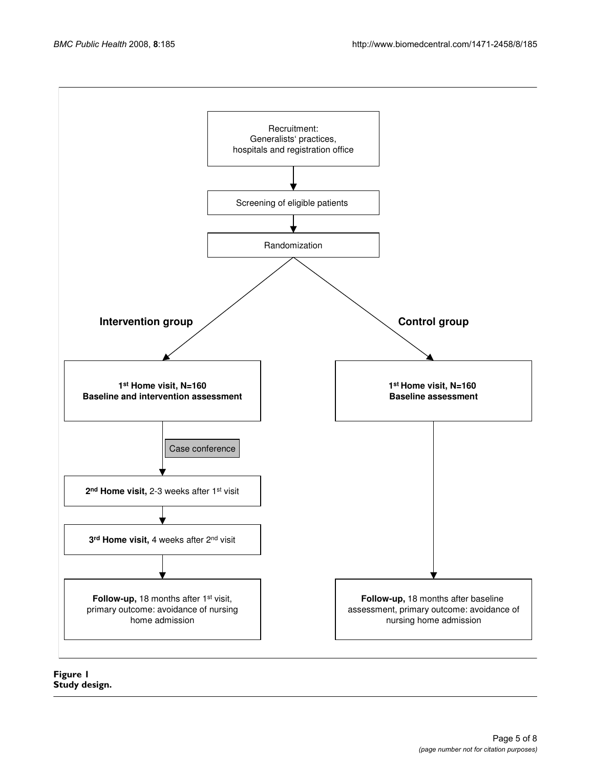Recruitment:
Generalists' practices,
hospitals and registration office

Screening of eligible patients

Randomization

**Intervention group**

**Control group**

**1st Home visit, N=160**
**Baseline and intervention assessment**

**1st Home visit, N=160**
**Baseline assessment**

Case conference

**2nd Home visit,** 2-3 weeks after 1st visit

**3rd Home visit,** 4 weeks after 2nd visit

**Follow-up,** 18 months after 1st visit, primary outcome: avoidance of nursing home admission

**Follow-up,** 18 months after baseline assessment, primary outcome: avoidance of nursing home admission

**Figure 1**
**Study design.**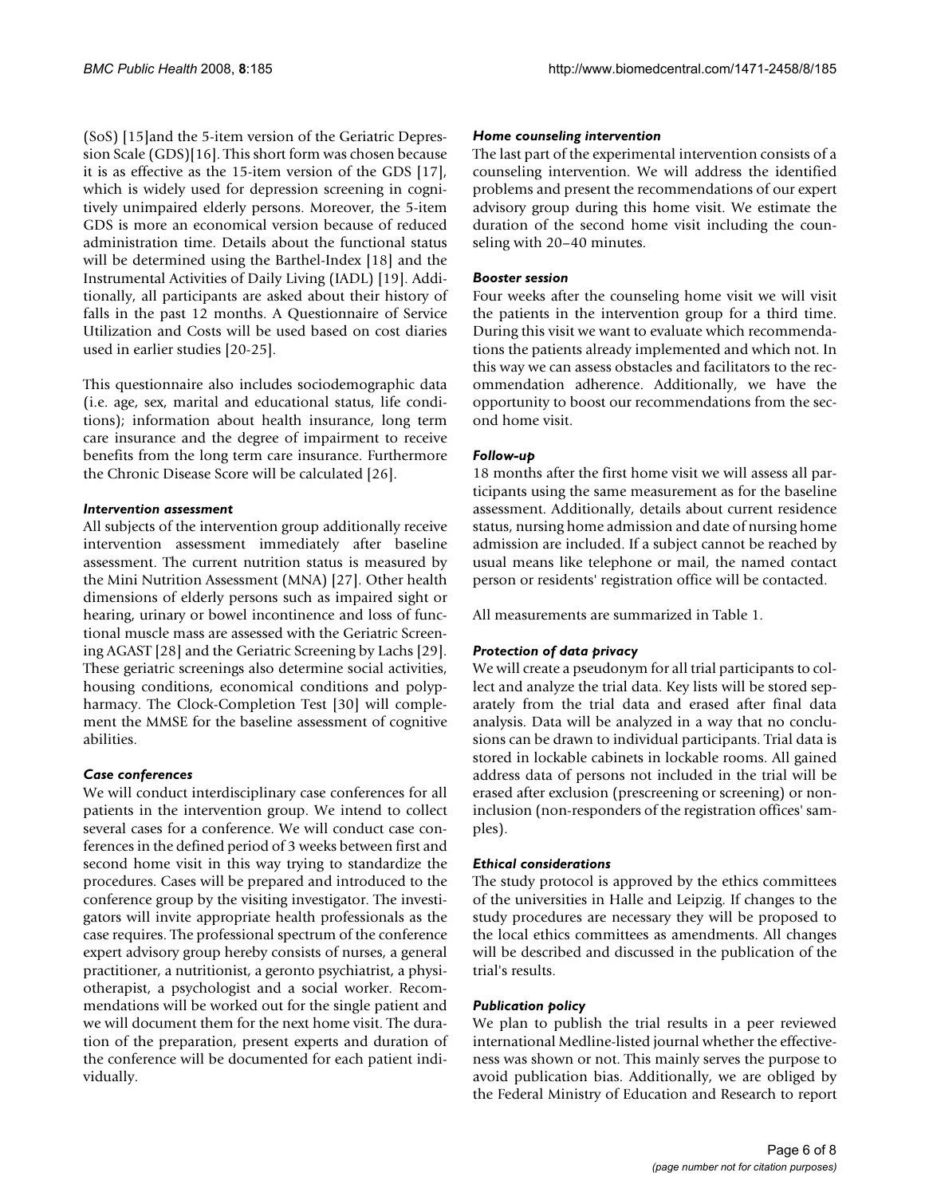(SoS) [15]and the 5-item version of the Geriatric Depression Scale (GDS)[16]. This short form was chosen because it is as effective as the 15-item version of the GDS [17], which is widely used for depression screening in cognitively unimpaired elderly persons. Moreover, the 5-item GDS is more an economical version because of reduced administration time. Details about the functional status will be determined using the Barthel-Index [18] and the Instrumental Activities of Daily Living (IADL) [19]. Additionally, all participants are asked about their history of falls in the past 12 months. A Questionnaire of Service Utilization and Costs will be used based on cost diaries used in earlier studies [20-25].

This questionnaire also includes sociodemographic data (i.e. age, sex, marital and educational status, life conditions); information about health insurance, long term care insurance and the degree of impairment to receive benefits from the long term care insurance. Furthermore the Chronic Disease Score will be calculated [26].

#### *Intervention assessment*

All subjects of the intervention group additionally receive intervention assessment immediately after baseline assessment. The current nutrition status is measured by the Mini Nutrition Assessment (MNA) [27]. Other health dimensions of elderly persons such as impaired sight or hearing, urinary or bowel incontinence and loss of functional muscle mass are assessed with the Geriatric Screening AGAST [28] and the Geriatric Screening by Lachs [29]. These geriatric screenings also determine social activities, housing conditions, economical conditions and polypharmacy. The Clock-Completion Test [30] will complement the MMSE for the baseline assessment of cognitive abilities.

#### *Case conferences*

We will conduct interdisciplinary case conferences for all patients in the intervention group. We intend to collect several cases for a conference. We will conduct case conferences in the defined period of 3 weeks between first and second home visit in this way trying to standardize the procedures. Cases will be prepared and introduced to the conference group by the visiting investigator. The investigators will invite appropriate health professionals as the case requires. The professional spectrum of the conference expert advisory group hereby consists of nurses, a general practitioner, a nutritionist, a geronto psychiatrist, a physiotherapist, a psychologist and a social worker. Recommendations will be worked out for the single patient and we will document them for the next home visit. The duration of the preparation, present experts and duration of the conference will be documented for each patient individually.

#### *Home counseling intervention*

The last part of the experimental intervention consists of a counseling intervention. We will address the identified problems and present the recommendations of our expert advisory group during this home visit. We estimate the duration of the second home visit including the counseling with 20–40 minutes.

#### *Booster session*

Four weeks after the counseling home visit we will visit the patients in the intervention group for a third time. During this visit we want to evaluate which recommendations the patients already implemented and which not. In this way we can assess obstacles and facilitators to the recommendation adherence. Additionally, we have the opportunity to boost our recommendations from the second home visit.

#### *Follow-up*

18 months after the first home visit we will assess all participants using the same measurement as for the baseline assessment. Additionally, details about current residence status, nursing home admission and date of nursing home admission are included. If a subject cannot be reached by usual means like telephone or mail, the named contact person or residents' registration office will be contacted.

All measurements are summarized in Table 1.

#### *Protection of data privacy*

We will create a pseudonym for all trial participants to collect and analyze the trial data. Key lists will be stored separately from the trial data and erased after final data analysis. Data will be analyzed in a way that no conclusions can be drawn to individual participants. Trial data is stored in lockable cabinets in lockable rooms. All gained address data of persons not included in the trial will be erased after exclusion (prescreening or screening) or non-inclusion (non-responders of the registration offices' samples).

#### *Ethical considerations*

The study protocol is approved by the ethics committees of the universities in Halle and Leipzig. If changes to the study procedures are necessary they will be proposed to the local ethics committees as amendments. All changes will be described and discussed in the publication of the trial's results.

#### *Publication policy*

We plan to publish the trial results in a peer reviewed international Medline-listed journal whether the effectiveness was shown or not. This mainly serves the purpose to avoid publication bias. Additionally, we are obliged by the Federal Ministry of Education and Research to report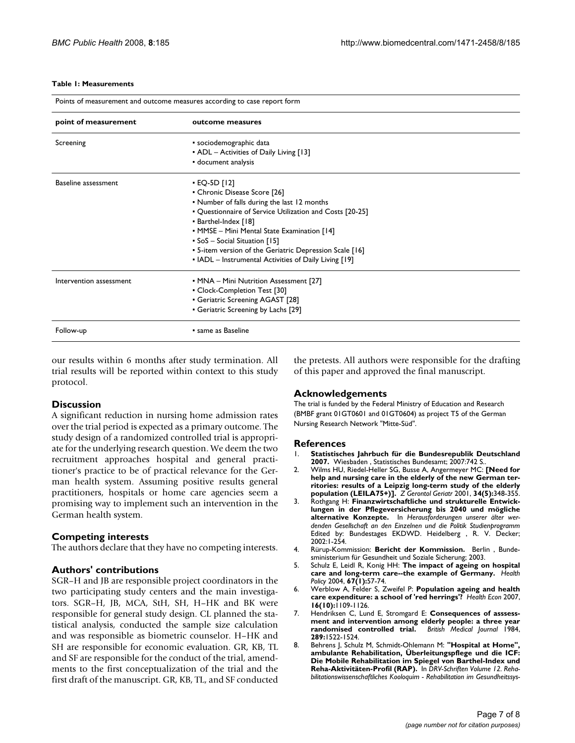**Table 1: Measurements**

| Points of measurement and outcome measures according to case report form | |
|---|---|
| **point of measurement** | **outcome measures** |
| Screening | • sociodemographic data<br>• ADL – Activities of Daily Living [13]<br>• document analysis |
| Baseline assessment | • EQ-5D [12]<br>• Chronic Disease Score [26]<br>• Number of falls during the last 12 months<br>• Questionnaire of Service Utilization and Costs [20-25]<br>• Barthel-Index [18]<br>• MMSE – Mini Mental State Examination [14]<br>• SoS – Social Situation [15]<br>• 5-item version of the Geriatric Depression Scale [16]<br>• IADL – Instrumental Activities of Daily Living [19] |
| Intervention assessment | • MNA – Mini Nutrition Assessment [27]<br>• Clock-Completion Test [30]<br>• Geriatric Screening AGAST [28]<br>• Geriatric Screening by Lachs [29] |
| Follow-up | • same as Baseline |

our results within 6 months after study termination. All trial results will be reported within context to this study protocol.

## Discussion

A significant reduction in nursing home admission rates over the trial period is expected as a primary outcome. The study design of a randomized controlled trial is appropriate for the underlying research question. We deem the two recruitment approaches hospital and general practitioner's practice to be of practical relevance for the German health system. Assuming positive results general practitioners, hospitals or home care agencies seem a promising way to implement such an intervention in the German health system.

## Competing interests

The authors declare that they have no competing interests.

## Authors' contributions

SGR–H and JB are responsible project coordinators in the two participating study centers and the main investigators. SGR–H, JB, MCA, StH, SH, H–HK and BK were responsible for general study design. CL planned the statistical analysis, conducted the sample size calculation and was responsible as biometric counselor. H–HK and SH are responsible for economic evaluation. GR, KB, TL and SF are responsible for the conduct of the trial, amendments to the first conceptualization of the trial and the first draft of the manuscript. GR, KB, TL, and SF conducted the pretests. All authors were responsible for the drafting of this paper and approved the final manuscript.

## Acknowledgements

The trial is funded by the Federal Ministry of Education and Research (BMBF grant 01GT0601 and 01GT0604) as project T5 of the German Nursing Research Network "Mitte-Süd".

## References

1. **Statistisches Jahrbuch für die Bundesrepublik Deutschland 2007.** Wiesbaden , Statistisches Bundesamt; 2007:742 S..
2. Wilms HU, Riedel-Heller SG, Busse A, Angermeyer MC: **[Need for help and nursing care in the elderly of the new German territories: results of a Leipzig long-term study of the elderly population (LEILA75+)].** *Z Gerontol Geriatr* 2001, **34(5):**348-355.
3. Rothgang H: **Finanzwirtschaftliche und strukturelle Entwicklungen in der Pflegeversicherung bis 2040 und mögliche alternative Konzepte.** In *Herausforderungen unserer älter werdenden Gesellschaft an den Einzelnen und die Politik Studienprogramm* Edited by: Bundestages EKDWD. Heidelberg , R. V. Decker; 2002:1-254.
4. Rürup-Kommission: **Bericht der Kommission.** Berlin , Bundesministerium für Gesundheit und Soziale Sicherung; 2003.
5. Schulz E, Leidl R, Konig HH: **The impact of ageing on hospital care and long-term care--the example of Germany.** *Health Policy* 2004, **67(1):**57-74.
6. Werblow A, Felder S, Zweifel P: **Population ageing and health care expenditure: a school of 'red herrings'?** *Health Econ* 2007, **16(10):**1109-1126.
7. Hendriksen C, Lund E, Stromgard E: **Consequences of asssessment and intervention among elderly people: a three year randomised controlled trial.** *British Medical Journal* 1984, **289:**1522-1524.
8. Behrens J, Schulz M, Schmidt-Ohlemann M: **"Hospital at Home", ambulante Rehabilitation, Überleitungspflege und die ICF: Die Mobile Rehabilitation im Spiegel von Barthel-Index und Reha-Aktivitäten-Profil (RAP).** In *DRV-Schriften Volume 12. Rehabilitationswissenschaftliches Kooloquim - Rehabilitation im Gesundheitssys-*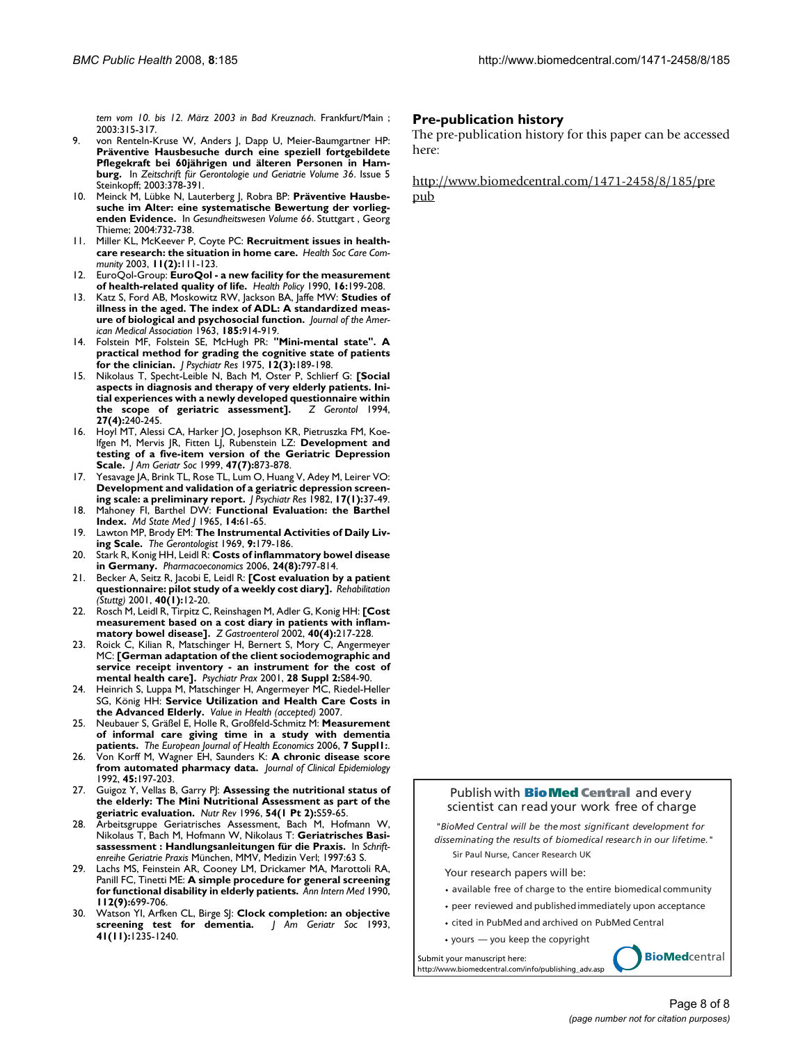*tem vom 10. bis 12. März 2003 in Bad Kreuznach*. Frankfurt/Main ; 2003:315-317.

9. von Renteln-Kruse W, Anders J, Dapp U, Meier-Baumgartner HP: **Präventive Hausbesuche durch eine speziell fortgebildete Pflegekraft bei 60jährigen und älteren Personen in Hamburg.** In *Zeitschrift für Gerontologie und Geriatrie Volume 36*. Issue 5 Steinkopff; 2003:378-391.
10. Meinck M, Lübke N, Lauterberg J, Robra BP: **Präventive Hausbesuche im Alter: eine systematische Bewertung der vorliegenden Evidence.** In *Gesundheitswesen Volume 66*. Stuttgart , Georg Thieme; 2004:732-738.
11. Miller KL, McKeever P, Coyte PC: **Recruitment issues in healthcare research: the situation in home care.** *Health Soc Care Community* 2003, **11(2):**111-123.
12. EuroQol-Group: **EuroQol - a new facility for the measurement of health-related quality of life.** *Health Policy* 1990, **16:**199-208.
13. Katz S, Ford AB, Moskowitz RW, Jackson BA, Jaffe MW: **Studies of illness in the aged. The index of ADL: A standardized measure of biological and psychosocial function.** *Journal of the American Medical Association* 1963, **185:**914-919.
14. Folstein MF, Folstein SE, McHugh PR: **"Mini-mental state". A practical method for grading the cognitive state of patients for the clinician.** *J Psychiatr Res* 1975, **12(3):**189-198.
15. Nikolaus T, Specht-Leible N, Bach M, Oster P, Schlierf G: **[Social aspects in diagnosis and therapy of very elderly patients. Initial experiences with a newly developed questionnaire within the scope of geriatric assessment].** *Z Gerontol* 1994, **27(4):**240-245.
16. Hoyl MT, Alessi CA, Harker JO, Josephson KR, Pietruszka FM, Koelfgen M, Mervis JR, Fitten LJ, Rubenstein LZ: **Development and testing of a five-item version of the Geriatric Depression Scale.** *J Am Geriatr Soc* 1999, **47(7):**873-878.
17. Yesavage JA, Brink TL, Rose TL, Lum O, Huang V, Adey M, Leirer VO: **Development and validation of a geriatric depression screening scale: a preliminary report.** *J Psychiatr Res* 1982, **17(1):**37-49.
18. Mahoney FI, Barthel DW: **Functional Evaluation: the Barthel Index.** *Md State Med J* 1965, **14:**61-65.
19. Lawton MP, Brody EM: **The Instrumental Activities of Daily Living Scale.** *The Gerontologist* 1969, **9:**179-186.
20. Stark R, Konig HH, Leidl R: **Costs of inflammatory bowel disease in Germany.** *Pharmacoeconomics* 2006, **24(8):**797-814.
21. Becker A, Seitz R, Jacobi E, Leidl R: **[Cost evaluation by a patient questionnaire: pilot study of a weekly cost diary].** *Rehabilitation (Stuttg)* 2001, **40(1):**12-20.
22. Rosch M, Leidl R, Tirpitz C, Reinshagen M, Adler G, Konig HH: **[Cost measurement based on a cost diary in patients with inflammatory bowel disease].** *Z Gastroenterol* 2002, **40(4):**217-228.
23. Roick C, Kilian R, Matschinger H, Bernert S, Mory C, Angermeyer MC: **[German adaptation of the client sociodemographic and service receipt inventory - an instrument for the cost of mental health care].** *Psychiatr Prax* 2001, **28 Suppl 2:**S84-90.
24. Heinrich S, Luppa M, Matschinger H, Angermeyer MC, Riedel-Heller SG, König HH: **Service Utilization and Health Care Costs in the Advanced Elderly.** *Value in Health (accepted)* 2007.
25. Neubauer S, Gräßel E, Holle R, Großfeld-Schmitz M: **Measurement of informal care giving time in a study with dementia patients.** *The European Journal of Health Economics* 2006, **7 Suppl1:**.
26. Von Korff M, Wagner EH, Saunders K: **A chronic disease score from automated pharmacy data.** *Journal of Clinical Epidemiology* 1992, **45:**197-203.
27. Guigoz Y, Vellas B, Garry PJ: **Assessing the nutritional status of the elderly: The Mini Nutritional Assessment as part of the geriatric evaluation.** *Nutr Rev* 1996, **54(1 Pt 2):**S59-65.
28. Arbeitsgruppe Geriatrisches Assessment, Bach M, Hofmann W, Nikolaus T, Bach M, Hofmann W, Nikolaus T: **Geriatrisches Basisassessment : Handlungsanleitungen für die Praxis.** In *Schriftenreihe Geriatrie Praxis* München, MMV, Medizin Verl; 1997:63 S.
29. Lachs MS, Feinstein AR, Cooney LM, Drickamer MA, Marottoli RA, Panill FC, Tinetti ME: **A simple procedure for general screening for functional disability in elderly patients.** *Ann Intern Med* 1990, **112(9):**699-706.
30. Watson YI, Arfken CL, Birge SJ: **Clock completion: an objective screening test for dementia.** *J Am Geriatr Soc* 1993, **41(11):**1235-1240.

## Pre-publication history

The pre-publication history for this paper can be accessed here:

http://www.biomedcentral.com/1471-2458/8/185/prepub

Publish with **BioMed Central** and every scientist can read your work free of charge

*"BioMed Central will be the most significant development for disseminating the results of biomedical research in our lifetime."*

Sir Paul Nurse, Cancer Research UK

Your research papers will be:

- available free of charge to the entire biomedical community
- peer reviewed and published immediately upon acceptance
- cited in PubMed and archived on PubMed Central
- yours — you keep the copyright

Submit your manuscript here:
http://www.biomedcentral.com/info/publishing_adv.asp

BioMedcentral